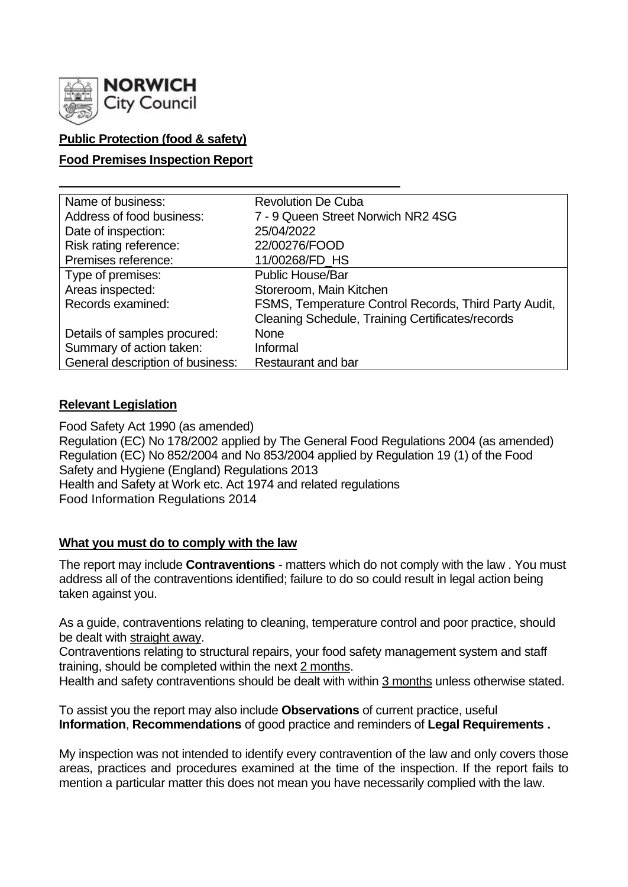**NORWICH City Council**

**Public Protection (food & safety)**

**Food Premises Inspection Report**

| Name of business: | Revolution De Cuba |
|---|---|
| Address of food business: | 7 - 9 Queen Street Norwich NR2 4SG |
| Date of inspection: | 25/04/2022 |
| Risk rating reference: | 22/00276/FOOD |
| Premises reference: | 11/00268/FD_HS |
| Type of premises: | Public House/Bar |
| Areas inspected: | Storeroom, Main Kitchen |
| Records examined: | FSMS, Temperature Control Records, Third Party Audit, Cleaning Schedule, Training Certificates/records |
| Details of samples procured: | None |
| Summary of action taken: | Informal |
| General description of business: | Restaurant and bar |

**Relevant Legislation**

Food Safety Act 1990 (as amended)
Regulation (EC) No 178/2002 applied by The General Food Regulations 2004 (as amended)
Regulation (EC) No 852/2004 and No 853/2004 applied by Regulation 19 (1) of the Food Safety and Hygiene (England) Regulations 2013
Health and Safety at Work etc. Act 1974 and related regulations
Food Information Regulations 2014

**What you must do to comply with the law**

The report may include **Contraventions** - matters which do not comply with the law . You must address all of the contraventions identified; failure to do so could result in legal action being taken against you.

As a guide, contraventions relating to cleaning, temperature control and poor practice, should be dealt with straight away.
Contraventions relating to structural repairs, your food safety management system and staff training, should be completed within the next 2 months.
Health and safety contraventions should be dealt with within 3 months unless otherwise stated.

To assist you the report may also include **Observations** of current practice, useful **Information**, **Recommendations** of good practice and reminders of **Legal Requirements .**

My inspection was not intended to identify every contravention of the law and only covers those areas, practices and procedures examined at the time of the inspection. If the report fails to mention a particular matter this does not mean you have necessarily complied with the law.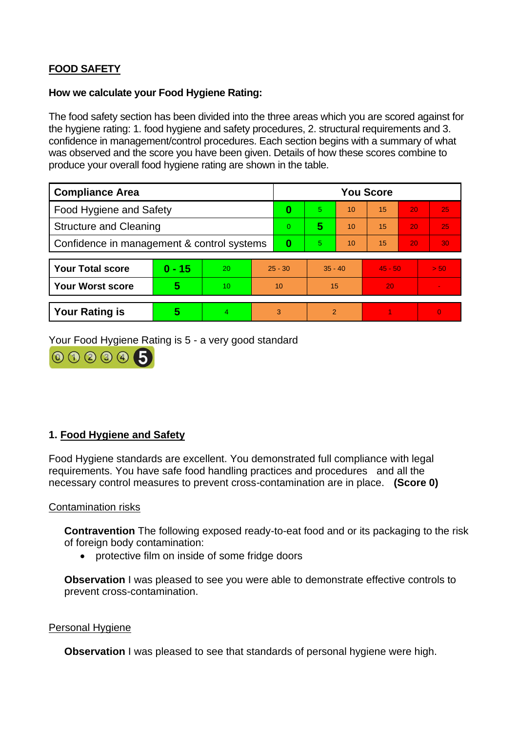**FOOD SAFETY**

**How we calculate your Food Hygiene Rating:**

The food safety section has been divided into the three areas which you are scored against for the hygiene rating: 1. food hygiene and safety procedures, 2. structural requirements and 3. confidence in management/control procedures. Each section begins with a summary of what was observed and the score you have been given. Details of how these scores combine to produce your overall food hygiene rating are shown in the table.

| Compliance Area | You Score | | | | | |
|---|---|---|---|---|---|---|
| Food Hygiene and Safety | **0** | 5 | 10 | 15 | 20 | 25 |
| Structure and Cleaning | 0 | **5** | 10 | 15 | 20 | 25 |
| Confidence in management & control systems | **0** | 5 | 10 | 15 | 20 | 30 |

| | | | | | | |
|---|---|---|---|---|---|---|
| **Your Total score** | **0 - 15** | 20 | 25 - 30 | 35 - 40 | 45 - 50 | > 50 |
| **Your Worst score** | **5** | 10 | 10 | 15 | 20 | - |

| | | | | | | |
|---|---|---|---|---|---|---|
| **Your Rating is** | **5** | 4 | 3 | 2 | 1 | 0 |

Your Food Hygiene Rating is 5 - a very good standard

## 1. Food Hygiene and Safety

Food Hygiene standards are excellent. You demonstrated full compliance with legal requirements. You have safe food handling practices and procedures and all the necessary control measures to prevent cross-contamination are in place. **(Score 0)**

### Contamination risks

**Contravention** The following exposed ready-to-eat food and or its packaging to the risk of foreign body contamination:

- protective film on inside of some fridge doors

**Observation** I was pleased to see you were able to demonstrate effective controls to prevent cross-contamination.

### Personal Hygiene

**Observation** I was pleased to see that standards of personal hygiene were high.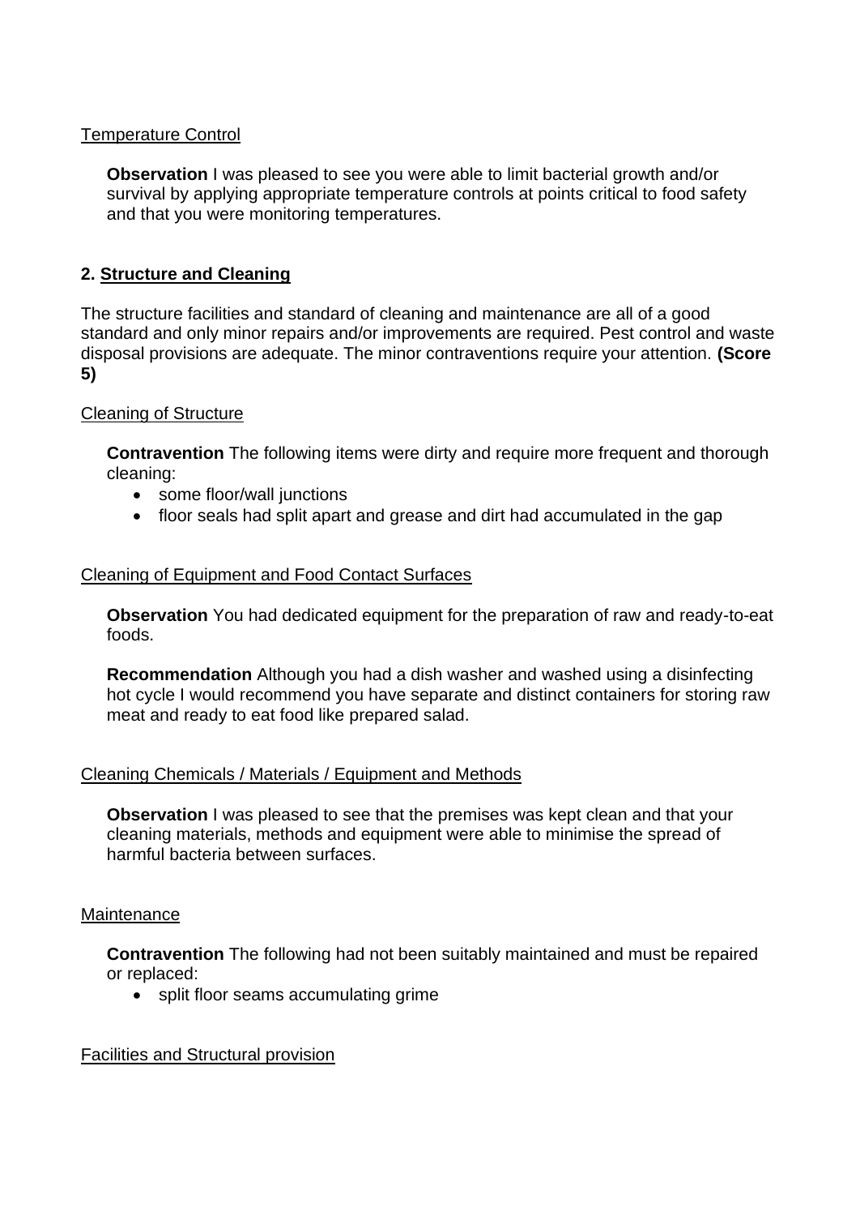Temperature Control

**Observation** I was pleased to see you were able to limit bacterial growth and/or survival by applying appropriate temperature controls at points critical to food safety and that you were monitoring temperatures.

## 2. Structure and Cleaning

The structure facilities and standard of cleaning and maintenance are all of a good standard and only minor repairs and/or improvements are required. Pest control and waste disposal provisions are adequate. The minor contraventions require your attention. **(Score 5)**

Cleaning of Structure

**Contravention** The following items were dirty and require more frequent and thorough cleaning:

- some floor/wall junctions
- floor seals had split apart and grease and dirt had accumulated in the gap

Cleaning of Equipment and Food Contact Surfaces

**Observation** You had dedicated equipment for the preparation of raw and ready-to-eat foods.

**Recommendation** Although you had a dish washer and washed using a disinfecting hot cycle I would recommend you have separate and distinct containers for storing raw meat and ready to eat food like prepared salad.

Cleaning Chemicals / Materials / Equipment and Methods

**Observation** I was pleased to see that the premises was kept clean and that your cleaning materials, methods and equipment were able to minimise the spread of harmful bacteria between surfaces.

Maintenance

**Contravention** The following had not been suitably maintained and must be repaired or replaced:

- split floor seams accumulating grime

Facilities and Structural provision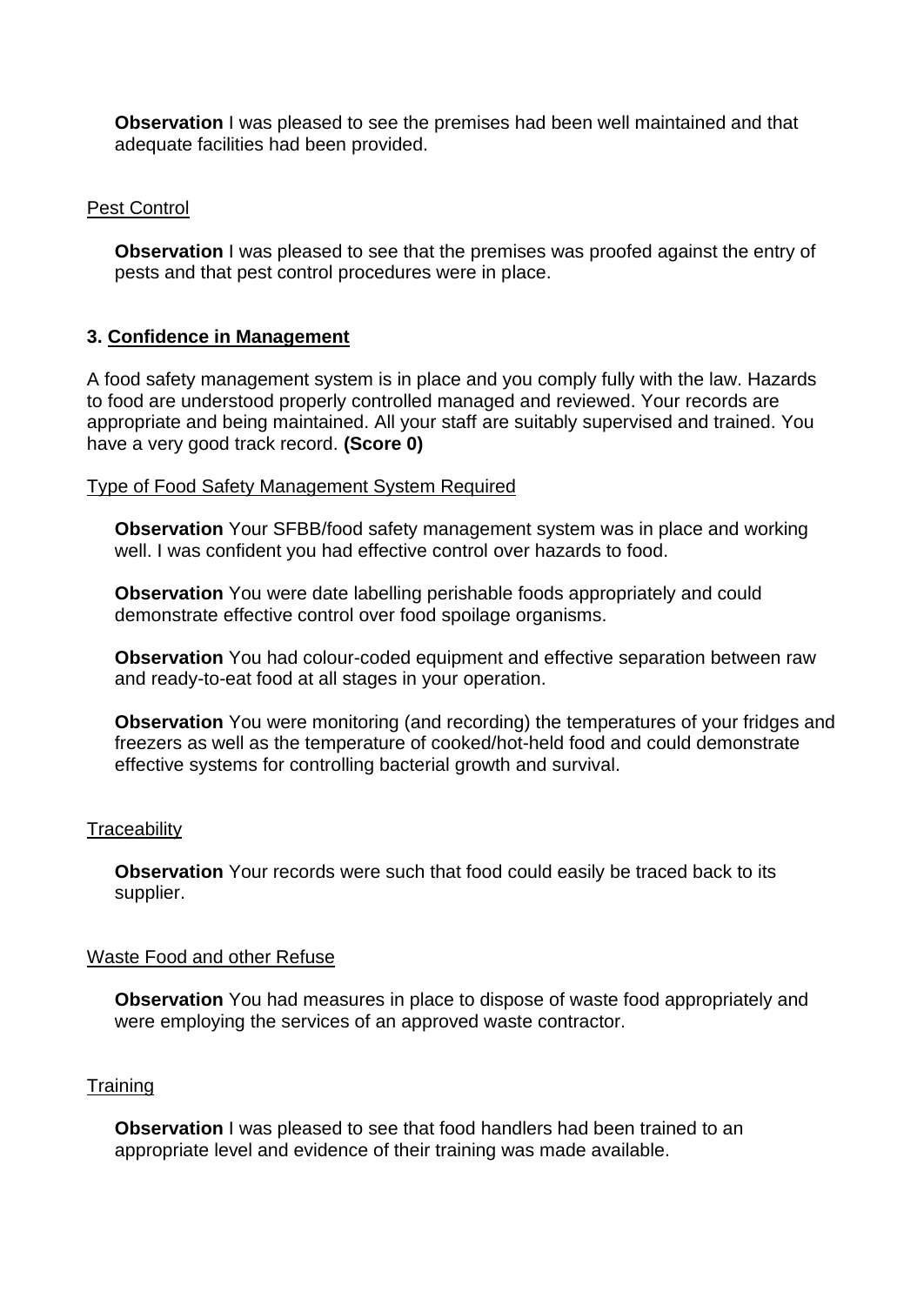**Observation** I was pleased to see the premises had been well maintained and that adequate facilities had been provided.

Pest Control

**Observation** I was pleased to see that the premises was proofed against the entry of pests and that pest control procedures were in place.

### 3. Confidence in Management

A food safety management system is in place and you comply fully with the law. Hazards to food are understood properly controlled managed and reviewed. Your records are appropriate and being maintained. All your staff are suitably supervised and trained. You have a very good track record. **(Score 0)**

Type of Food Safety Management System Required

**Observation** Your SFBB/food safety management system was in place and working well. I was confident you had effective control over hazards to food.

**Observation** You were date labelling perishable foods appropriately and could demonstrate effective control over food spoilage organisms.

**Observation** You had colour-coded equipment and effective separation between raw and ready-to-eat food at all stages in your operation.

**Observation** You were monitoring (and recording) the temperatures of your fridges and freezers as well as the temperature of cooked/hot-held food and could demonstrate effective systems for controlling bacterial growth and survival.

Traceability

**Observation** Your records were such that food could easily be traced back to its supplier.

Waste Food and other Refuse

**Observation** You had measures in place to dispose of waste food appropriately and were employing the services of an approved waste contractor.

Training

**Observation** I was pleased to see that food handlers had been trained to an appropriate level and evidence of their training was made available.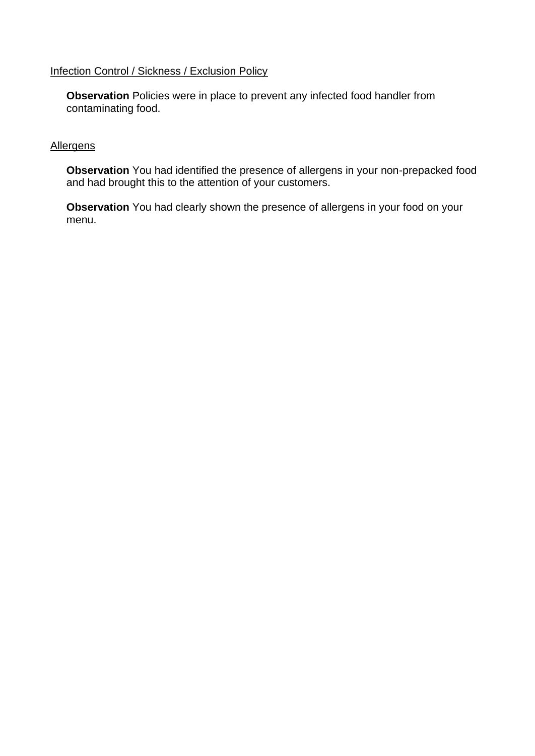Infection Control / Sickness / Exclusion Policy

**Observation** Policies were in place to prevent any infected food handler from contaminating food.

Allergens

**Observation** You had identified the presence of allergens in your non-prepacked food and had brought this to the attention of your customers.

**Observation** You had clearly shown the presence of allergens in your food on your menu.